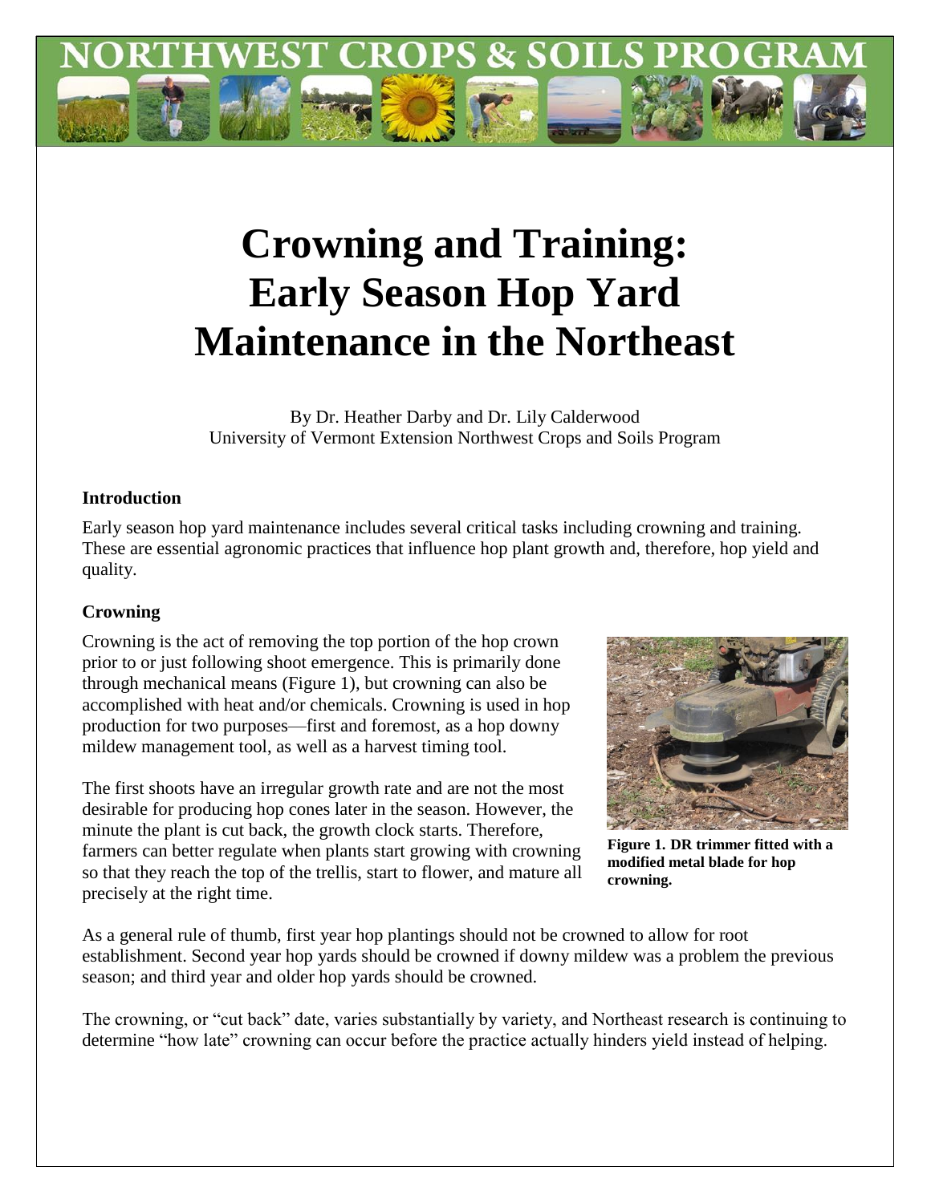# Crowning and Training: Early Season Hop Yard Maintenance in the Northeast

By Dr. Heather Darby and Dr. Lily Calderwood
University of Vermont Extension Northwest Crops and Soils Program

## Introduction

Early season hop yard maintenance includes several critical tasks including crowning and training. These are essential agronomic practices that influence hop plant growth and, therefore, hop yield and quality.

## Crowning

Crowning is the act of removing the top portion of the hop crown prior to or just following shoot emergence. This is primarily done through mechanical means (Figure 1), but crowning can also be accomplished with heat and/or chemicals. Crowning is used in hop production for two purposes—first and foremost, as a hop downy mildew management tool, as well as a harvest timing tool.

The first shoots have an irregular growth rate and are not the most desirable for producing hop cones later in the season. However, the minute the plant is cut back, the growth clock starts. Therefore, farmers can better regulate when plants start growing with crowning so that they reach the top of the trellis, start to flower, and mature all precisely at the right time.

**Figure 1. DR trimmer fitted with a modified metal blade for hop crowning.**

As a general rule of thumb, first year hop plantings should not be crowned to allow for root establishment. Second year hop yards should be crowned if downy mildew was a problem the previous season; and third year and older hop yards should be crowned.

The crowning, or "cut back" date, varies substantially by variety, and Northeast research is continuing to determine "how late" crowning can occur before the practice actually hinders yield instead of helping.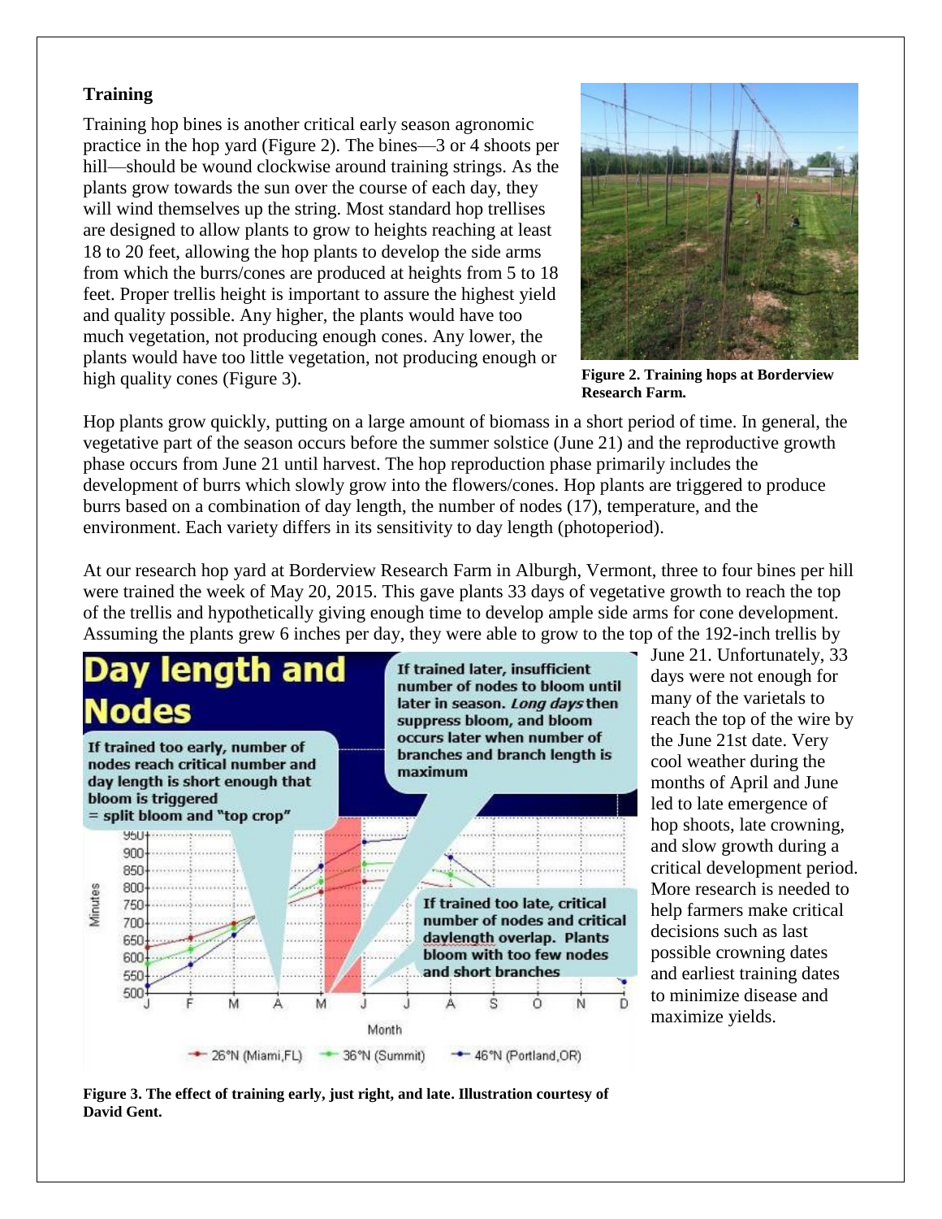**Training**

Training hop bines is another critical early season agronomic practice in the hop yard (Figure 2). The bines—3 or 4 shoots per hill—should be wound clockwise around training strings. As the plants grow towards the sun over the course of each day, they will wind themselves up the string. Most standard hop trellises are designed to allow plants to grow to heights reaching at least 18 to 20 feet, allowing the hop plants to develop the side arms from which the burrs/cones are produced at heights from 5 to 18 feet. Proper trellis height is important to assure the highest yield and quality possible. Any higher, the plants would have too much vegetation, not producing enough cones. Any lower, the plants would have too little vegetation, not producing enough or high quality cones (Figure 3).

**Figure 2. Training hops at Borderview Research Farm.**

Hop plants grow quickly, putting on a large amount of biomass in a short period of time. In general, the vegetative part of the season occurs before the summer solstice (June 21) and the reproductive growth phase occurs from June 21 until harvest. The hop reproduction phase primarily includes the development of burrs which slowly grow into the flowers/cones. Hop plants are triggered to produce burrs based on a combination of day length, the number of nodes (17), temperature, and the environment. Each variety differs in its sensitivity to day length (photoperiod).

At our research hop yard at Borderview Research Farm in Alburgh, Vermont, three to four bines per hill were trained the week of May 20, 2015. This gave plants 33 days of vegetative growth to reach the top of the trellis and hypothetically giving enough time to develop ample side arms for cone development. Assuming the plants grew 6 inches per day, they were able to grow to the top of the 192-inch trellis by June 21. Unfortunately, 33 days were not enough for many of the varietals to reach the top of the wire by the June 21st date. Very cool weather during the months of April and June led to late emergence of hop shoots, late crowning, and slow growth during a critical development period. More research is needed to help farmers make critical decisions such as last possible crowning dates and earliest training dates to minimize disease and maximize yields.

**Figure 3. The effect of training early, just right, and late. Illustration courtesy of David Gent.**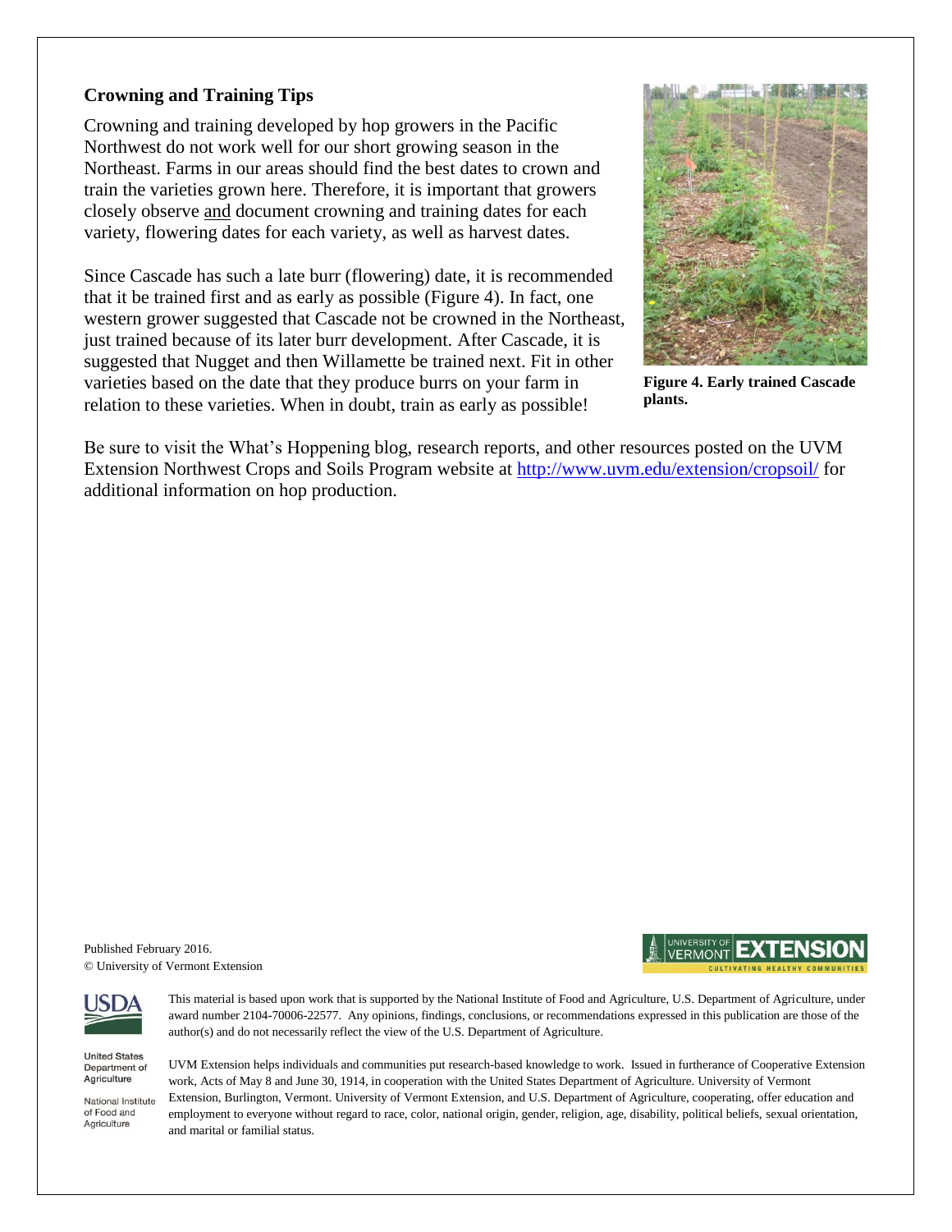### Crowning and Training Tips

Crowning and training developed by hop growers in the Pacific Northwest do not work well for our short growing season in the Northeast. Farms in our areas should find the best dates to crown and train the varieties grown here. Therefore, it is important that growers closely observe and document crowning and training dates for each variety, flowering dates for each variety, as well as harvest dates.

Since Cascade has such a late burr (flowering) date, it is recommended that it be trained first and as early as possible (Figure 4). In fact, one western grower suggested that Cascade not be crowned in the Northeast, just trained because of its later burr development. After Cascade, it is suggested that Nugget and then Willamette be trained next. Fit in other varieties based on the date that they produce burrs on your farm in relation to these varieties. When in doubt, train as early as possible!

**Figure 4. Early trained Cascade plants.**

Be sure to visit the What's Hoppening blog, research reports, and other resources posted on the UVM Extension Northwest Crops and Soils Program website at [http://www.uvm.edu/extension/cropsoil/](http://www.uvm.edu/extension/cropsoil/) for additional information on hop production.

Published February 2016.
© University of Vermont Extension

UNIVERSITY OF VERMONT EXTENSION
CULTIVATING HEALTHY COMMUNITIES

USDA
United States Department of Agriculture
National Institute of Food and Agriculture

This material is based upon work that is supported by the National Institute of Food and Agriculture, U.S. Department of Agriculture, under award number 2104-70006-22577. Any opinions, findings, conclusions, or recommendations expressed in this publication are those of the author(s) and do not necessarily reflect the view of the U.S. Department of Agriculture.

UVM Extension helps individuals and communities put research-based knowledge to work. Issued in furtherance of Cooperative Extension work, Acts of May 8 and June 30, 1914, in cooperation with the United States Department of Agriculture. University of Vermont Extension, Burlington, Vermont. University of Vermont Extension, and U.S. Department of Agriculture, cooperating, offer education and employment to everyone without regard to race, color, national origin, gender, religion, age, disability, political beliefs, sexual orientation, and marital or familial status.